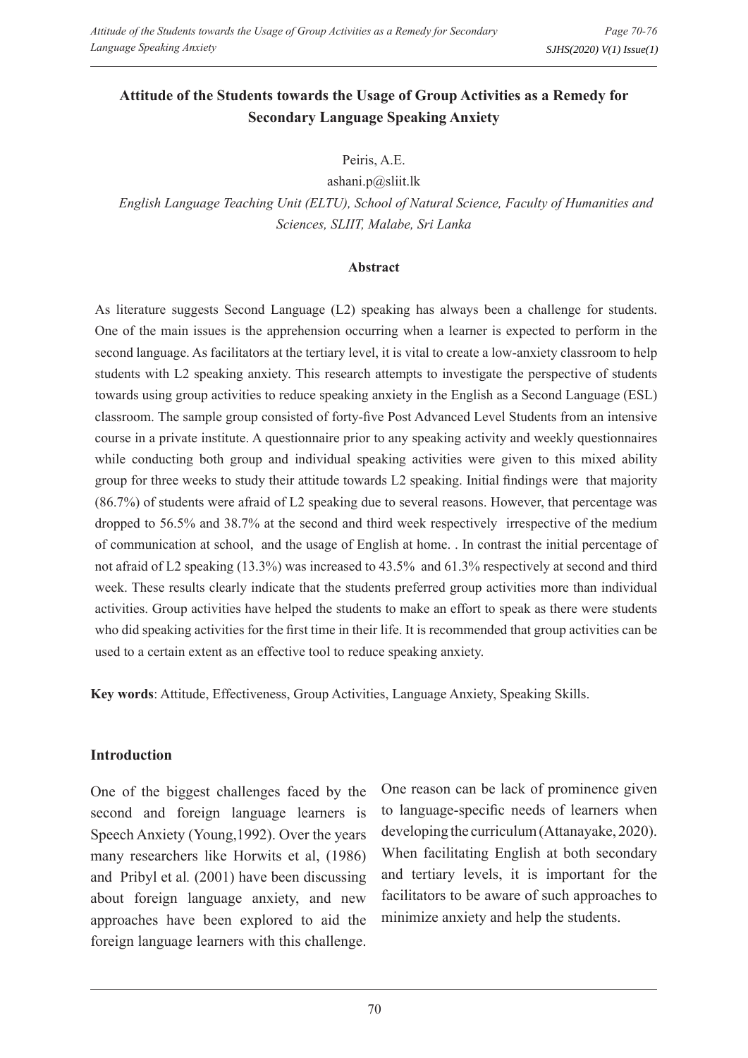# Attitude of the Students towards the Usage of Group Activities as a Remedy for Secondary Language Speaking Anxiety

Peiris, A.E.

ashani.p@sliit.lk

*English Language Teaching Unit (ELTU), School of Natural Science, Faculty of Humanities and Sciences, SLIIT, Malabe, Sri Lanka*

## Abstract

As literature suggests Second Language (L2) speaking has always been a challenge for students. One of the main issues is the apprehension occurring when a learner is expected to perform in the second language. As facilitators at the tertiary level, it is vital to create a low-anxiety classroom to help students with L2 speaking anxiety. This research attempts to investigate the perspective of students towards using group activities to reduce speaking anxiety in the English as a Second Language (ESL) classroom. The sample group consisted of forty-five Post Advanced Level Students from an intensive course in a private institute. A questionnaire prior to any speaking activity and weekly questionnaires while conducting both group and individual speaking activities were given to this mixed ability group for three weeks to study their attitude towards L2 speaking. Initial findings were that majority (86.7%) of students were afraid of L2 speaking due to several reasons. However, that percentage was dropped to 56.5% and 38.7% at the second and third week respectively irrespective of the medium of communication at school, and the usage of English at home. . In contrast the initial percentage of not afraid of L2 speaking (13.3%) was increased to 43.5% and 61.3% respectively at second and third week. These results clearly indicate that the students preferred group activities more than individual activities. Group activities have helped the students to make an effort to speak as there were students who did speaking activities for the first time in their life. It is recommended that group activities can be used to a certain extent as an effective tool to reduce speaking anxiety.

**Key words**: Attitude, Effectiveness, Group Activities, Language Anxiety, Speaking Skills.

## Introduction

One of the biggest challenges faced by the second and foreign language learners is Speech Anxiety (Young,1992). Over the years many researchers like Horwits et al, (1986) and Pribyl et al. (2001) have been discussing about foreign language anxiety, and new approaches have been explored to aid the foreign language learners with this challenge. One reason can be lack of prominence given to language-specific needs of learners when developing the curriculum (Attanayake, 2020). When facilitating English at both secondary and tertiary levels, it is important for the facilitators to be aware of such approaches to minimize anxiety and help the students.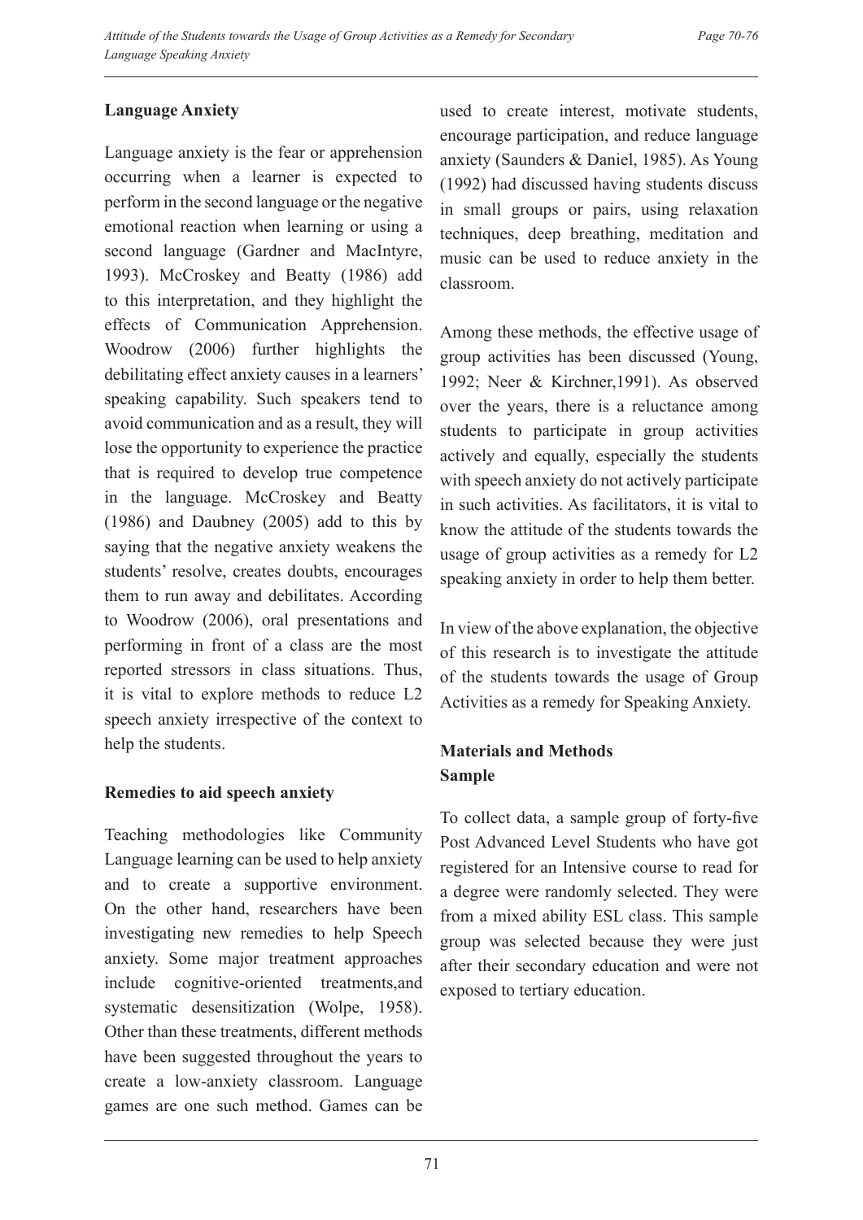## Language Anxiety

Language anxiety is the fear or apprehension occurring when a learner is expected to perform in the second language or the negative emotional reaction when learning or using a second language (Gardner and MacIntyre, 1993). McCroskey and Beatty (1986) add to this interpretation, and they highlight the effects of Communication Apprehension. Woodrow (2006) further highlights the debilitating effect anxiety causes in a learners' speaking capability. Such speakers tend to avoid communication and as a result, they will lose the opportunity to experience the practice that is required to develop true competence in the language. McCroskey and Beatty (1986) and Daubney (2005) add to this by saying that the negative anxiety weakens the students' resolve, creates doubts, encourages them to run away and debilitates. According to Woodrow (2006), oral presentations and performing in front of a class are the most reported stressors in class situations. Thus, it is vital to explore methods to reduce L2 speech anxiety irrespective of the context to help the students.

## Remedies to aid speech anxiety

Teaching methodologies like Community Language learning can be used to help anxiety and to create a supportive environment. On the other hand, researchers have been investigating new remedies to help Speech anxiety. Some major treatment approaches include cognitive-oriented treatments,and systematic desensitization (Wolpe, 1958). Other than these treatments, different methods have been suggested throughout the years to create a low-anxiety classroom. Language games are one such method. Games can be used to create interest, motivate students, encourage participation, and reduce language anxiety (Saunders & Daniel, 1985). As Young (1992) had discussed having students discuss in small groups or pairs, using relaxation techniques, deep breathing, meditation and music can be used to reduce anxiety in the classroom.

Among these methods, the effective usage of group activities has been discussed (Young, 1992; Neer & Kirchner,1991). As observed over the years, there is a reluctance among students to participate in group activities actively and equally, especially the students with speech anxiety do not actively participate in such activities. As facilitators, it is vital to know the attitude of the students towards the usage of group activities as a remedy for L2 speaking anxiety in order to help them better.

In view of the above explanation, the objective of this research is to investigate the attitude of the students towards the usage of Group Activities as a remedy for Speaking Anxiety.

## Materials and Methods

### Sample

To collect data, a sample group of forty-five Post Advanced Level Students who have got registered for an Intensive course to read for a degree were randomly selected. They were from a mixed ability ESL class. This sample group was selected because they were just after their secondary education and were not exposed to tertiary education.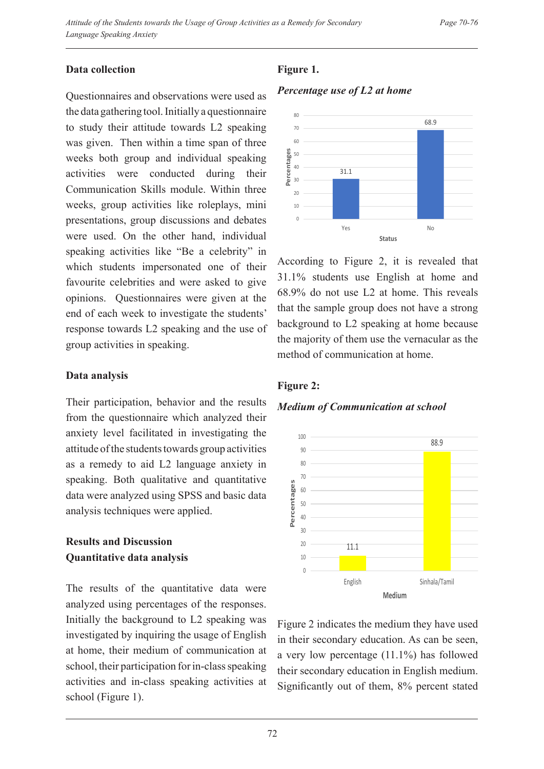## Data collection

Questionnaires and observations were used as the data gathering tool. Initially a questionnaire to study their attitude towards L2 speaking was given. Then within a time span of three weeks both group and individual speaking activities were conducted during their Communication Skills module. Within three weeks, group activities like roleplays, mini presentations, group discussions and debates were used. On the other hand, individual speaking activities like "Be a celebrity" in which students impersonated one of their favourite celebrities and were asked to give opinions. Questionnaires were given at the end of each week to investigate the students' response towards L2 speaking and the use of group activities in speaking.

## Data analysis

Their participation, behavior and the results from the questionnaire which analyzed their anxiety level facilitated in investigating the attitude of the students towards group activities as a remedy to aid L2 language anxiety in speaking. Both qualitative and quantitative data were analyzed using SPSS and basic data analysis techniques were applied.

## Results and Discussion

### Quantitative data analysis

The results of the quantitative data were analyzed using percentages of the responses. Initially the background to L2 speaking was investigated by inquiring the usage of English at home, their medium of communication at school, their participation for in-class speaking activities and in-class speaking activities at school (Figure 1).

**Figure 1.**

***Percentage use of L2 at home***

Percentages
0
10
20
30
40
50
60
70
80
31.1
68.9
Yes
No
Status

According to Figure 2, it is revealed that 31.1% students use English at home and 68.9% do not use L2 at home. This reveals that the sample group does not have a strong background to L2 speaking at home because the majority of them use the vernacular as the method of communication at home.

**Figure 2:**

***Medium of Communication at school***

Percentages
0
10
20
30
40
50
60
70
80
90
100
11.1
88.9
English
Sinhala/Tamil
Medium

Figure 2 indicates the medium they have used in their secondary education. As can be seen, a very low percentage (11.1%) has followed their secondary education in English medium. Significantly out of them, 8% percent stated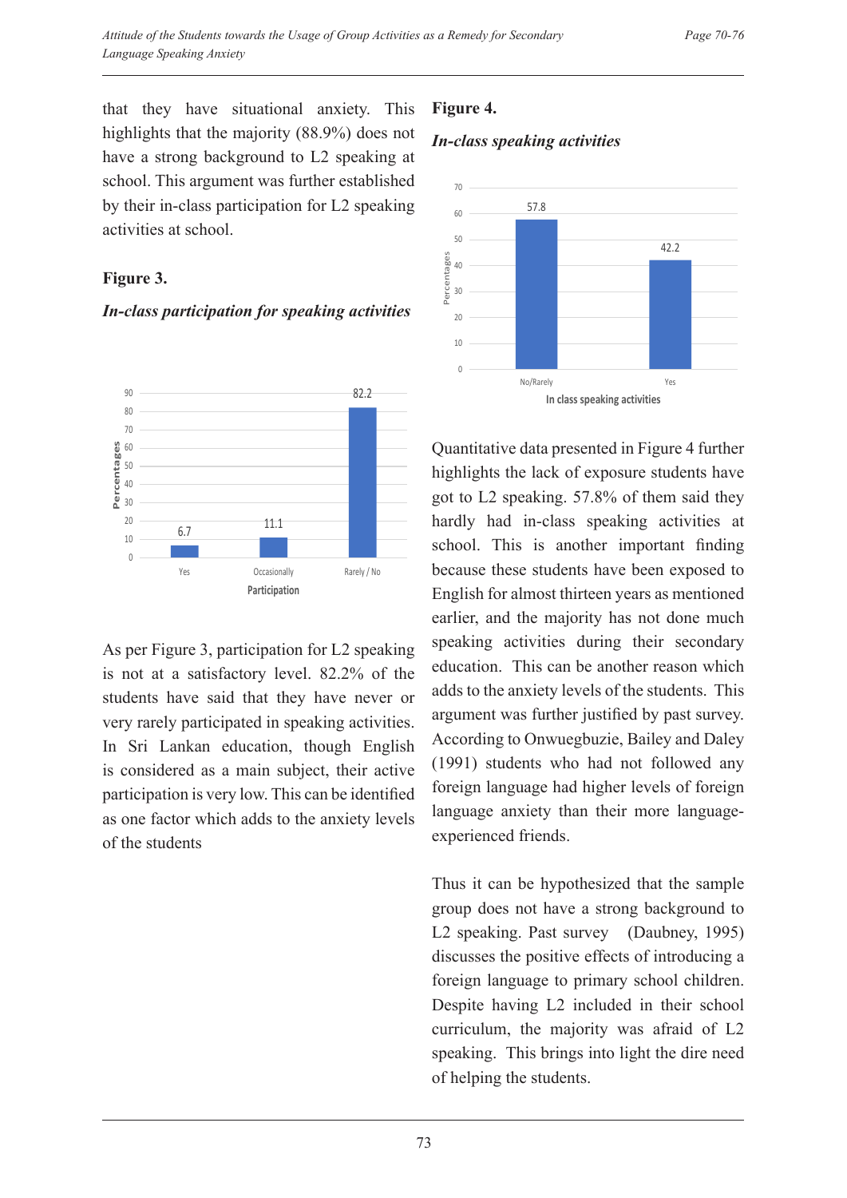that they have situational anxiety. This highlights that the majority (88.9%) does not have a strong background to L2 speaking at school. This argument was further established by their in-class participation for L2 speaking activities at school.

**Figure 3.**

***In-class participation for speaking activities***

Percentages

90
80
70
60
50
40
30
20
10
0

6.7
11.1
82.2

Yes
Occasionally
Rarely / No

Participation

As per Figure 3, participation for L2 speaking is not at a satisfactory level. 82.2% of the students have said that they have never or very rarely participated in speaking activities. In Sri Lankan education, though English is considered as a main subject, their active participation is very low. This can be identified as one factor which adds to the anxiety levels of the students

**Figure 4.**

***In-class speaking activities***

Percentages

70
60
50
40
30
20
10
0

57.8
42.2

No/Rarely
Yes

In class speaking activities

Quantitative data presented in Figure 4 further highlights the lack of exposure students have got to L2 speaking. 57.8% of them said they hardly had in-class speaking activities at school. This is another important finding because these students have been exposed to English for almost thirteen years as mentioned earlier, and the majority has not done much speaking activities during their secondary education. This can be another reason which adds to the anxiety levels of the students. This argument was further justified by past survey. According to Onwuegbuzie, Bailey and Daley (1991) students who had not followed any foreign language had higher levels of foreign language anxiety than their more language-experienced friends.

Thus it can be hypothesized that the sample group does not have a strong background to L2 speaking. Past survey (Daubney, 1995) discusses the positive effects of introducing a foreign language to primary school children. Despite having L2 included in their school curriculum, the majority was afraid of L2 speaking. This brings into light the dire need of helping the students.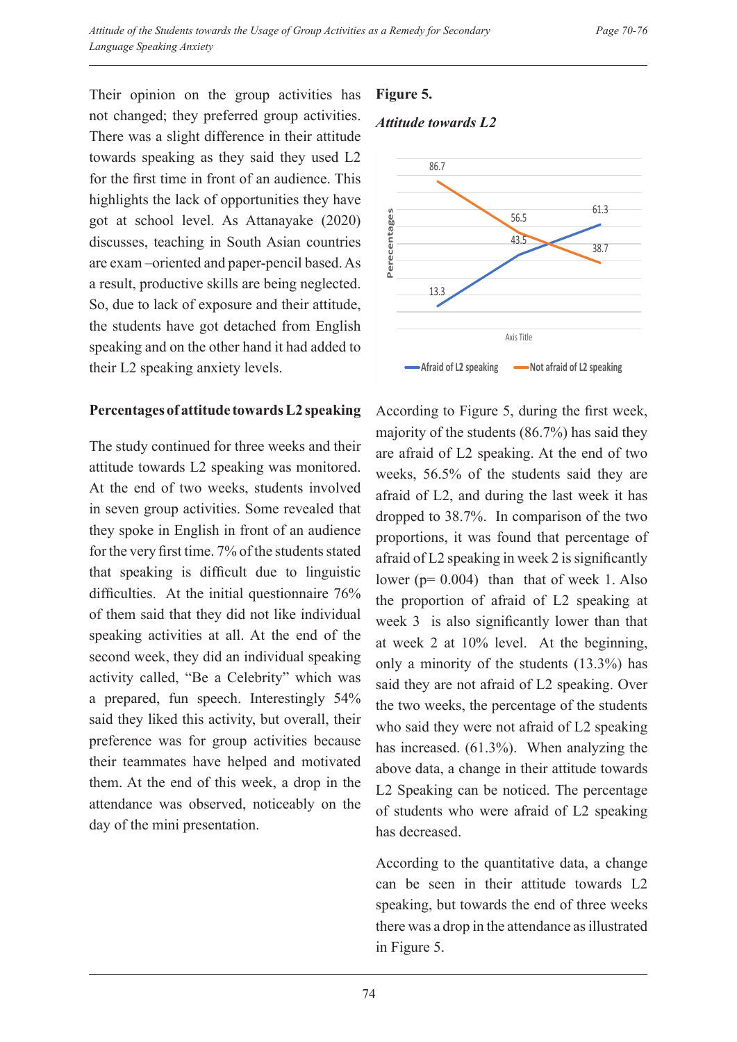Their opinion on the group activities has not changed; they preferred group activities. There was a slight difference in their attitude towards speaking as they said they used L2 for the first time in front of an audience. This highlights the lack of opportunities they have got at school level. As Attanayake (2020) discusses, teaching in South Asian countries are exam –oriented and paper-pencil based. As a result, productive skills are being neglected. So, due to lack of exposure and their attitude, the students have got detached from English speaking and on the other hand it had added to their L2 speaking anxiety levels.

**Percentages of attitude towards L2 speaking**

The study continued for three weeks and their attitude towards L2 speaking was monitored. At the end of two weeks, students involved in seven group activities. Some revealed that they spoke in English in front of an audience for the very first time. 7% of the students stated that speaking is difficult due to linguistic difficulties. At the initial questionnaire 76% of them said that they did not like individual speaking activities at all. At the end of the second week, they did an individual speaking activity called, "Be a Celebrity" which was a prepared, fun speech. Interestingly 54% said they liked this activity, but overall, their preference was for group activities because their teammates have helped and motivated them. At the end of this week, a drop in the attendance was observed, noticeably on the day of the mini presentation.

**Figure 5.**

***Attitude towards L2***

86.7
56.5
61.3
43.5
38.7
13.3
Perecentages
Axis Title
Afraid of L2 speaking
Not afraid of L2 speaking

According to Figure 5, during the first week, majority of the students (86.7%) has said they are afraid of L2 speaking. At the end of two weeks, 56.5% of the students said they are afraid of L2, and during the last week it has dropped to 38.7%. In comparison of the two proportions, it was found that percentage of afraid of L2 speaking in week 2 is significantly lower ($p = 0.004$) than that of week 1. Also the proportion of afraid of L2 speaking at week 3 is also significantly lower than that at week 2 at 10% level. At the beginning, only a minority of the students (13.3%) has said they are not afraid of L2 speaking. Over the two weeks, the percentage of the students who said they were not afraid of L2 speaking has increased. (61.3%). When analyzing the above data, a change in their attitude towards L2 Speaking can be noticed. The percentage of students who were afraid of L2 speaking has decreased.

According to the quantitative data, a change can be seen in their attitude towards L2 speaking, but towards the end of three weeks there was a drop in the attendance as illustrated in Figure 5.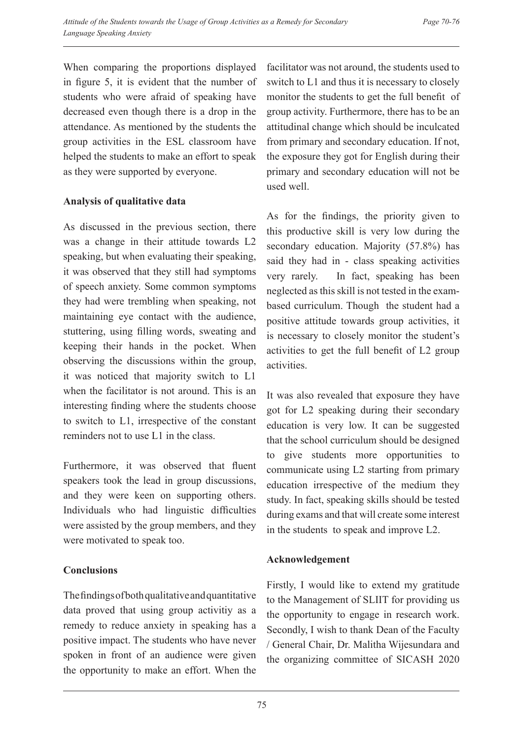When comparing the proportions displayed in figure 5, it is evident that the number of students who were afraid of speaking have decreased even though there is a drop in the attendance. As mentioned by the students the group activities in the ESL classroom have helped the students to make an effort to speak as they were supported by everyone.

## Analysis of qualitative data

As discussed in the previous section, there was a change in their attitude towards L2 speaking, but when evaluating their speaking, it was observed that they still had symptoms of speech anxiety. Some common symptoms they had were trembling when speaking, not maintaining eye contact with the audience, stuttering, using filling words, sweating and keeping their hands in the pocket. When observing the discussions within the group, it was noticed that majority switch to L1 when the facilitator is not around. This is an interesting finding where the students choose to switch to L1, irrespective of the constant reminders not to use L1 in the class.

Furthermore, it was observed that fluent speakers took the lead in group discussions, and they were keen on supporting others. Individuals who had linguistic difficulties were assisted by the group members, and they were motivated to speak too.

## Conclusions

The findings of both qualitative and quantitative data proved that using group activitiy as a remedy to reduce anxiety in speaking has a positive impact. The students who have never spoken in front of an audience were given the opportunity to make an effort. When the facilitator was not around, the students used to switch to L1 and thus it is necessary to closely monitor the students to get the full benefit of group activity. Furthermore, there has to be an attitudinal change which should be inculcated from primary and secondary education. If not, the exposure they got for English during their primary and secondary education will not be used well.

As for the findings, the priority given to this productive skill is very low during the secondary education. Majority (57.8%) has said they had in - class speaking activities very rarely. In fact, speaking has been neglected as this skill is not tested in the exam-based curriculum. Though the student had a positive attitude towards group activities, it is necessary to closely monitor the student's activities to get the full benefit of L2 group activities.

It was also revealed that exposure they have got for L2 speaking during their secondary education is very low. It can be suggested that the school curriculum should be designed to give students more opportunities to communicate using L2 starting from primary education irrespective of the medium they study. In fact, speaking skills should be tested during exams and that will create some interest in the students to speak and improve L2.

## Acknowledgement

Firstly, I would like to extend my gratitude to the Management of SLIIT for providing us the opportunity to engage in research work. Secondly, I wish to thank Dean of the Faculty / General Chair, Dr. Malitha Wijesundara and the organizing committee of SICASH 2020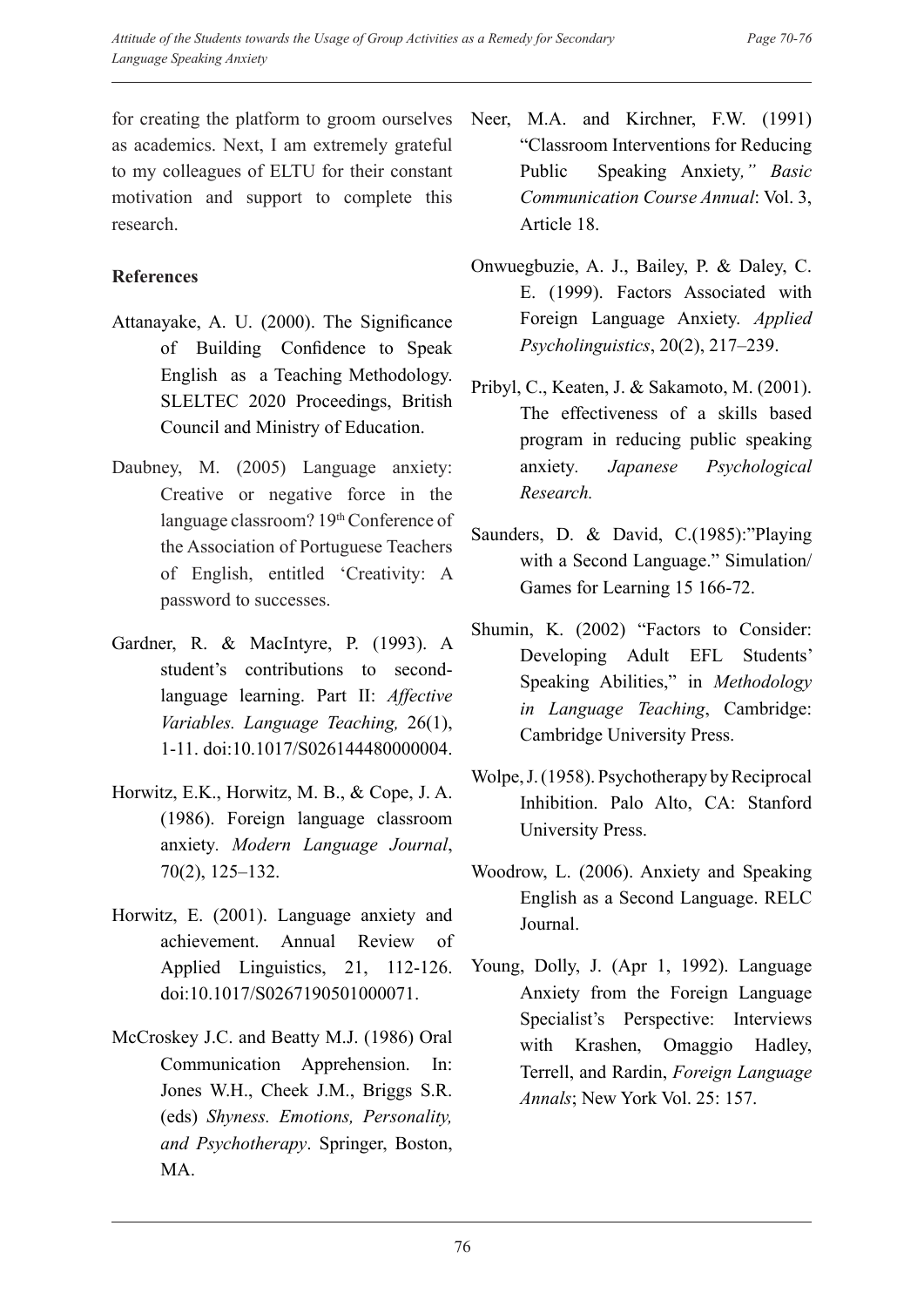for creating the platform to groom ourselves as academics. Next, I am extremely grateful to my colleagues of ELTU for their constant motivation and support to complete this research.

## References

Attanayake, A. U. (2000). The Significance of Building Confidence to Speak English as a Teaching Methodology. SLELTEC 2020 Proceedings, British Council and Ministry of Education.

Daubney, M. (2005) Language anxiety: Creative or negative force in the language classroom? 19th Conference of the Association of Portuguese Teachers of English, entitled 'Creativity: A password to successes.

Gardner, R. & MacIntyre, P. (1993). A student's contributions to second-language learning. Part II: *Affective Variables. Language Teaching,* 26(1), 1-11. doi:10.1017/S026144480000004.

Horwitz, E.K., Horwitz, M. B., & Cope, J. A. (1986). Foreign language classroom anxiety. *Modern Language Journal*, 70(2), 125–132.

Horwitz, E. (2001). Language anxiety and achievement. Annual Review of Applied Linguistics, 21, 112-126. doi:10.1017/S0267190501000071.

McCroskey J.C. and Beatty M.J. (1986) Oral Communication Apprehension. In: Jones W.H., Cheek J.M., Briggs S.R. (eds) *Shyness. Emotions, Personality, and Psychotherapy*. Springer, Boston, MA.

Neer, M.A. and Kirchner, F.W. (1991) "Classroom Interventions for Reducing Public Speaking Anxiety*," Basic Communication Course Annual*: Vol. 3, Article 18.

Onwuegbuzie, A. J., Bailey, P. & Daley, C. E. (1999). Factors Associated with Foreign Language Anxiety. *Applied Psycholinguistics*, 20(2), 217–239.

Pribyl, C., Keaten, J. & Sakamoto, M. (2001). The effectiveness of a skills based program in reducing public speaking anxiety. *Japanese Psychological Research.*

Saunders, D. & David, C.(1985):"Playing with a Second Language." Simulation/ Games for Learning 15 166-72.

Shumin, K. (2002) "Factors to Consider: Developing Adult EFL Students' Speaking Abilities," in *Methodology in Language Teaching*, Cambridge: Cambridge University Press.

Wolpe, J. (1958). Psychotherapy by Reciprocal Inhibition. Palo Alto, CA: Stanford University Press.

Woodrow, L. (2006). Anxiety and Speaking English as a Second Language. RELC Journal.

Young, Dolly, J. (Apr 1, 1992). Language Anxiety from the Foreign Language Specialist's Perspective: Interviews with Krashen, Omaggio Hadley, Terrell, and Rardin, *Foreign Language Annals*; New York Vol. 25: 157.